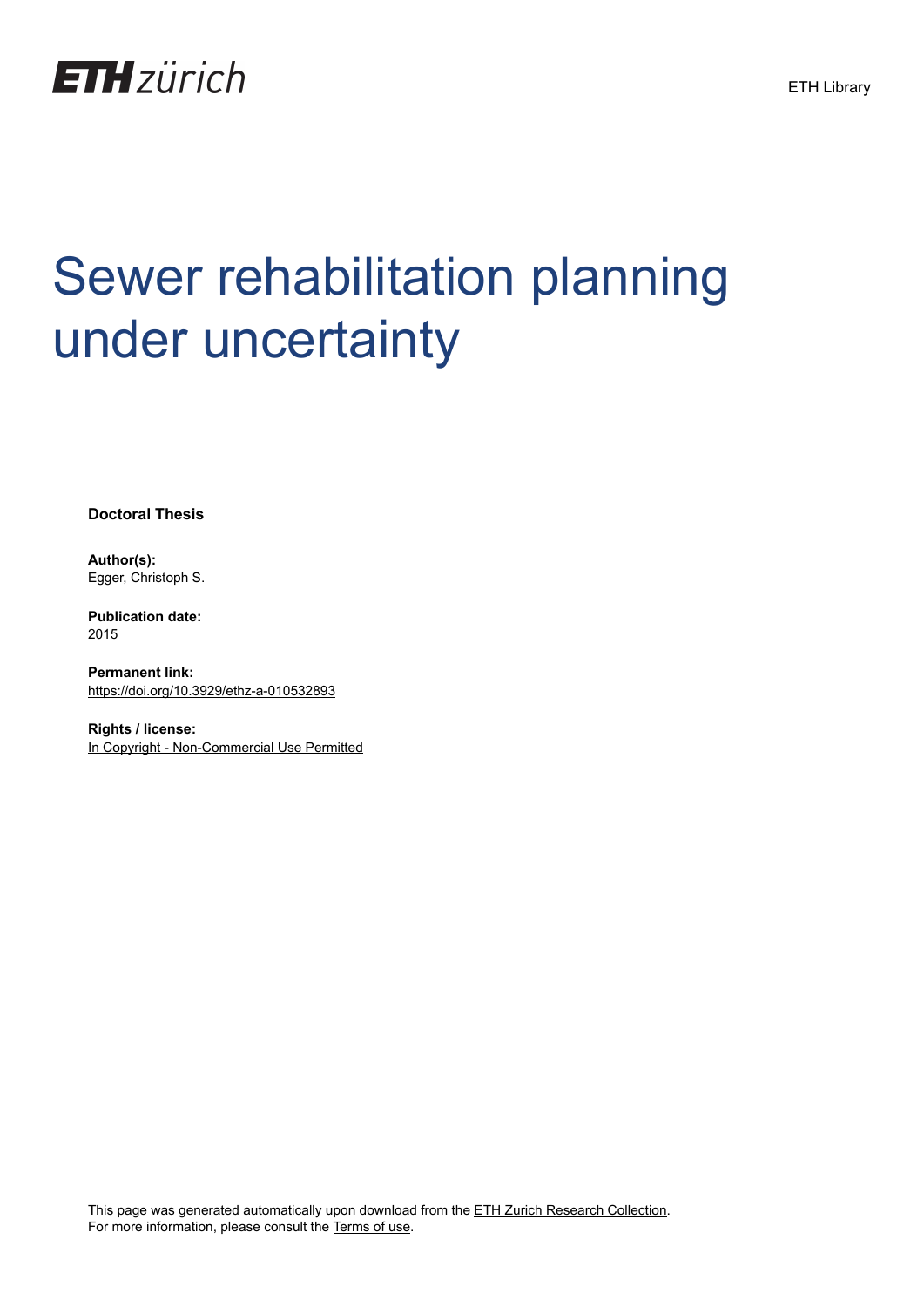ETH zürich

ETH Library

# Sewer rehabilitation planning under uncertainty

**Doctoral Thesis**

**Author(s):**
Egger, Christoph S.

**Publication date:**
2015

**Permanent link:**
https://doi.org/10.3929/ethz-a-010532893

**Rights / license:**
In Copyright - Non-Commercial Use Permitted

This page was generated automatically upon download from the ETH Zurich Research Collection.
For more information, please consult the Terms of use.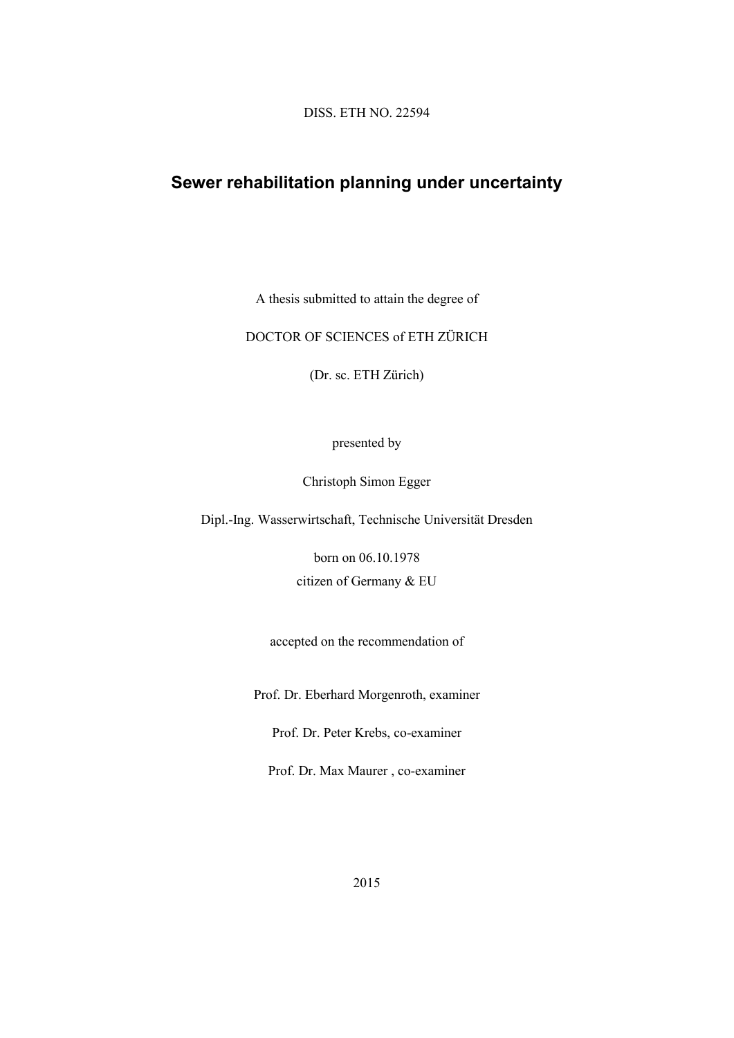DISS. ETH NO. 22594

# Sewer rehabilitation planning under uncertainty

A thesis submitted to attain the degree of

DOCTOR OF SCIENCES of ETH ZÜRICH

(Dr. sc. ETH Zürich)

presented by

Christoph Simon Egger

Dipl.-Ing. Wasserwirtschaft, Technische Universität Dresden

born on 06.10.1978

citizen of Germany & EU

accepted on the recommendation of

Prof. Dr. Eberhard Morgenroth, examiner

Prof. Dr. Peter Krebs, co-examiner

Prof. Dr. Max Maurer , co-examiner

2015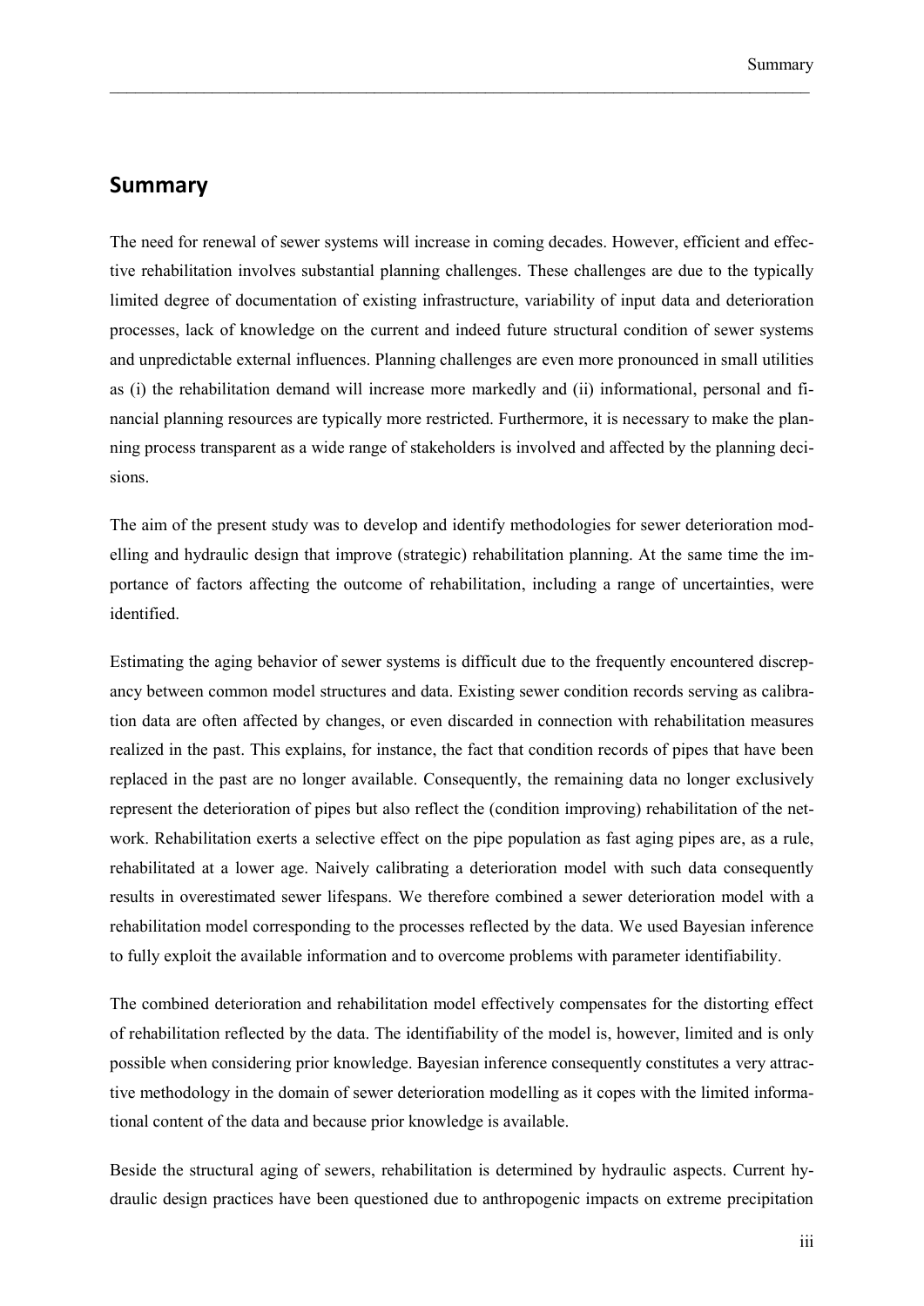# Summary

The need for renewal of sewer systems will increase in coming decades. However, efficient and effective rehabilitation involves substantial planning challenges. These challenges are due to the typically limited degree of documentation of existing infrastructure, variability of input data and deterioration processes, lack of knowledge on the current and indeed future structural condition of sewer systems and unpredictable external influences. Planning challenges are even more pronounced in small utilities as (i) the rehabilitation demand will increase more markedly and (ii) informational, personal and financial planning resources are typically more restricted. Furthermore, it is necessary to make the planning process transparent as a wide range of stakeholders is involved and affected by the planning decisions.

The aim of the present study was to develop and identify methodologies for sewer deterioration modelling and hydraulic design that improve (strategic) rehabilitation planning. At the same time the importance of factors affecting the outcome of rehabilitation, including a range of uncertainties, were identified.

Estimating the aging behavior of sewer systems is difficult due to the frequently encountered discrepancy between common model structures and data. Existing sewer condition records serving as calibration data are often affected by changes, or even discarded in connection with rehabilitation measures realized in the past. This explains, for instance, the fact that condition records of pipes that have been replaced in the past are no longer available. Consequently, the remaining data no longer exclusively represent the deterioration of pipes but also reflect the (condition improving) rehabilitation of the network. Rehabilitation exerts a selective effect on the pipe population as fast aging pipes are, as a rule, rehabilitated at a lower age. Naively calibrating a deterioration model with such data consequently results in overestimated sewer lifespans. We therefore combined a sewer deterioration model with a rehabilitation model corresponding to the processes reflected by the data. We used Bayesian inference to fully exploit the available information and to overcome problems with parameter identifiability.

The combined deterioration and rehabilitation model effectively compensates for the distorting effect of rehabilitation reflected by the data. The identifiability of the model is, however, limited and is only possible when considering prior knowledge. Bayesian inference consequently constitutes a very attractive methodology in the domain of sewer deterioration modelling as it copes with the limited informational content of the data and because prior knowledge is available.

Beside the structural aging of sewers, rehabilitation is determined by hydraulic aspects. Current hydraulic design practices have been questioned due to anthropogenic impacts on extreme precipitation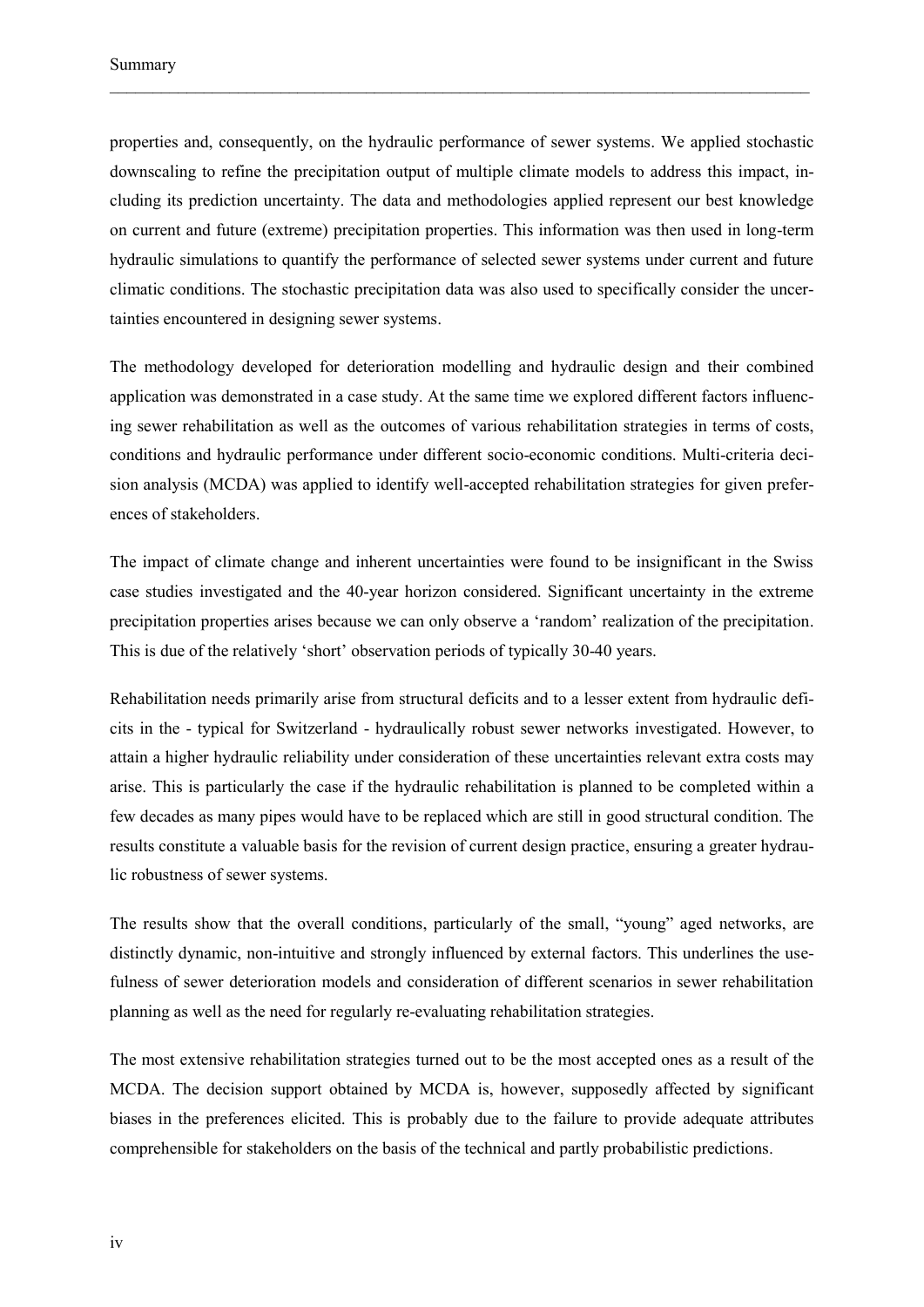properties and, consequently, on the hydraulic performance of sewer systems. We applied stochastic downscaling to refine the precipitation output of multiple climate models to address this impact, including its prediction uncertainty. The data and methodologies applied represent our best knowledge on current and future (extreme) precipitation properties. This information was then used in long-term hydraulic simulations to quantify the performance of selected sewer systems under current and future climatic conditions. The stochastic precipitation data was also used to specifically consider the uncertainties encountered in designing sewer systems.

The methodology developed for deterioration modelling and hydraulic design and their combined application was demonstrated in a case study. At the same time we explored different factors influencing sewer rehabilitation as well as the outcomes of various rehabilitation strategies in terms of costs, conditions and hydraulic performance under different socio-economic conditions. Multi-criteria decision analysis (MCDA) was applied to identify well-accepted rehabilitation strategies for given preferences of stakeholders.

The impact of climate change and inherent uncertainties were found to be insignificant in the Swiss case studies investigated and the 40-year horizon considered. Significant uncertainty in the extreme precipitation properties arises because we can only observe a 'random' realization of the precipitation. This is due of the relatively 'short' observation periods of typically 30-40 years.

Rehabilitation needs primarily arise from structural deficits and to a lesser extent from hydraulic deficits in the - typical for Switzerland - hydraulically robust sewer networks investigated. However, to attain a higher hydraulic reliability under consideration of these uncertainties relevant extra costs may arise. This is particularly the case if the hydraulic rehabilitation is planned to be completed within a few decades as many pipes would have to be replaced which are still in good structural condition. The results constitute a valuable basis for the revision of current design practice, ensuring a greater hydraulic robustness of sewer systems.

The results show that the overall conditions, particularly of the small, "young" aged networks, are distinctly dynamic, non-intuitive and strongly influenced by external factors. This underlines the usefulness of sewer deterioration models and consideration of different scenarios in sewer rehabilitation planning as well as the need for regularly re-evaluating rehabilitation strategies.

The most extensive rehabilitation strategies turned out to be the most accepted ones as a result of the MCDA. The decision support obtained by MCDA is, however, supposedly affected by significant biases in the preferences elicited. This is probably due to the failure to provide adequate attributes comprehensible for stakeholders on the basis of the technical and partly probabilistic predictions.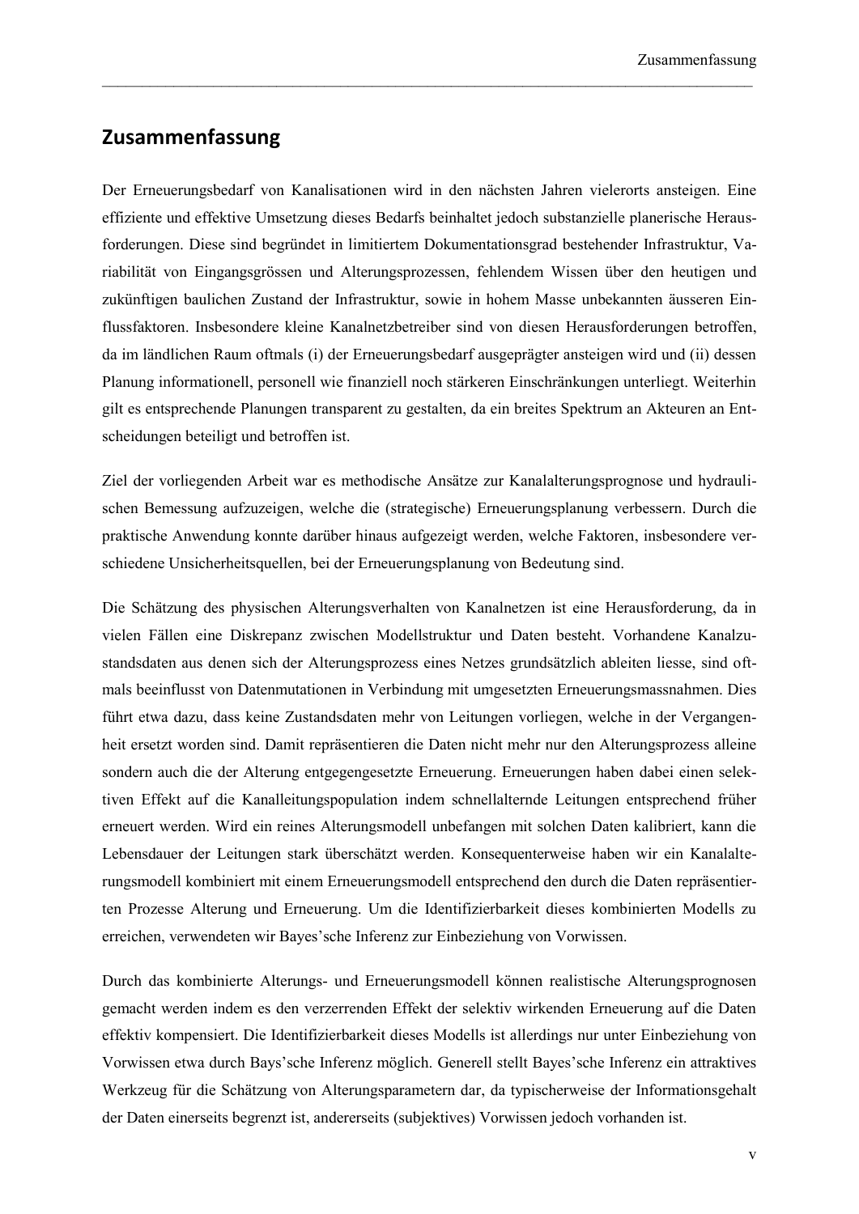## Zusammenfassung

Der Erneuerungsbedarf von Kanalisationen wird in den nächsten Jahren vielerorts ansteigen. Eine effiziente und effektive Umsetzung dieses Bedarfs beinhaltet jedoch substanzielle planerische Herausforderungen. Diese sind begründet in limitiertem Dokumentationsgrad bestehender Infrastruktur, Variabilität von Eingangsgrössen und Alterungsprozessen, fehlendem Wissen über den heutigen und zukünftigen baulichen Zustand der Infrastruktur, sowie in hohem Masse unbekannten äusseren Einflussfaktoren. Insbesondere kleine Kanalnetzbetreiber sind von diesen Herausforderungen betroffen, da im ländlichen Raum oftmals (i) der Erneuerungsbedarf ausgeprägter ansteigen wird und (ii) dessen Planung informationell, personell wie finanziell noch stärkeren Einschränkungen unterliegt. Weiterhin gilt es entsprechende Planungen transparent zu gestalten, da ein breites Spektrum an Akteuren an Entscheidungen beteiligt und betroffen ist.

Ziel der vorliegenden Arbeit war es methodische Ansätze zur Kanalalterungsprognose und hydraulischen Bemessung aufzuzeigen, welche die (strategische) Erneuerungsplanung verbessern. Durch die praktische Anwendung konnte darüber hinaus aufgezeigt werden, welche Faktoren, insbesondere verschiedene Unsicherheitsquellen, bei der Erneuerungsplanung von Bedeutung sind.

Die Schätzung des physischen Alterungsverhalten von Kanalnetzen ist eine Herausforderung, da in vielen Fällen eine Diskrepanz zwischen Modellstruktur und Daten besteht. Vorhandene Kanalzustandsdaten aus denen sich der Alterungsprozess eines Netzes grundsätzlich ableiten liesse, sind oftmals beeinflusst von Datenmutationen in Verbindung mit umgesetzten Erneuerungsmassnahmen. Dies führt etwa dazu, dass keine Zustandsdaten mehr von Leitungen vorliegen, welche in der Vergangenheit ersetzt worden sind. Damit repräsentieren die Daten nicht mehr nur den Alterungsprozess alleine sondern auch die der Alterung entgegengesetzte Erneuerung. Erneuerungen haben dabei einen selektiven Effekt auf die Kanalleitungspopulation indem schnellalternde Leitungen entsprechend früher erneuert werden. Wird ein reines Alterungsmodell unbefangen mit solchen Daten kalibriert, kann die Lebensdauer der Leitungen stark überschätzt werden. Konsequenterweise haben wir ein Kanalalterungsmodell kombiniert mit einem Erneuerungsmodell entsprechend den durch die Daten repräsentierten Prozesse Alterung und Erneuerung. Um die Identifizierbarkeit dieses kombinierten Modells zu erreichen, verwendeten wir Bayes'sche Inferenz zur Einbeziehung von Vorwissen.

Durch das kombinierte Alterungs- und Erneuerungsmodell können realistische Alterungsprognosen gemacht werden indem es den verzerrenden Effekt der selektiv wirkenden Erneuerung auf die Daten effektiv kompensiert. Die Identifizierbarkeit dieses Modells ist allerdings nur unter Einbeziehung von Vorwissen etwa durch Bays'sche Inferenz möglich. Generell stellt Bayes'sche Inferenz ein attraktives Werkzeug für die Schätzung von Alterungsparametern dar, da typischerweise der Informationsgehalt der Daten einerseits begrenzt ist, andererseits (subjektives) Vorwissen jedoch vorhanden ist.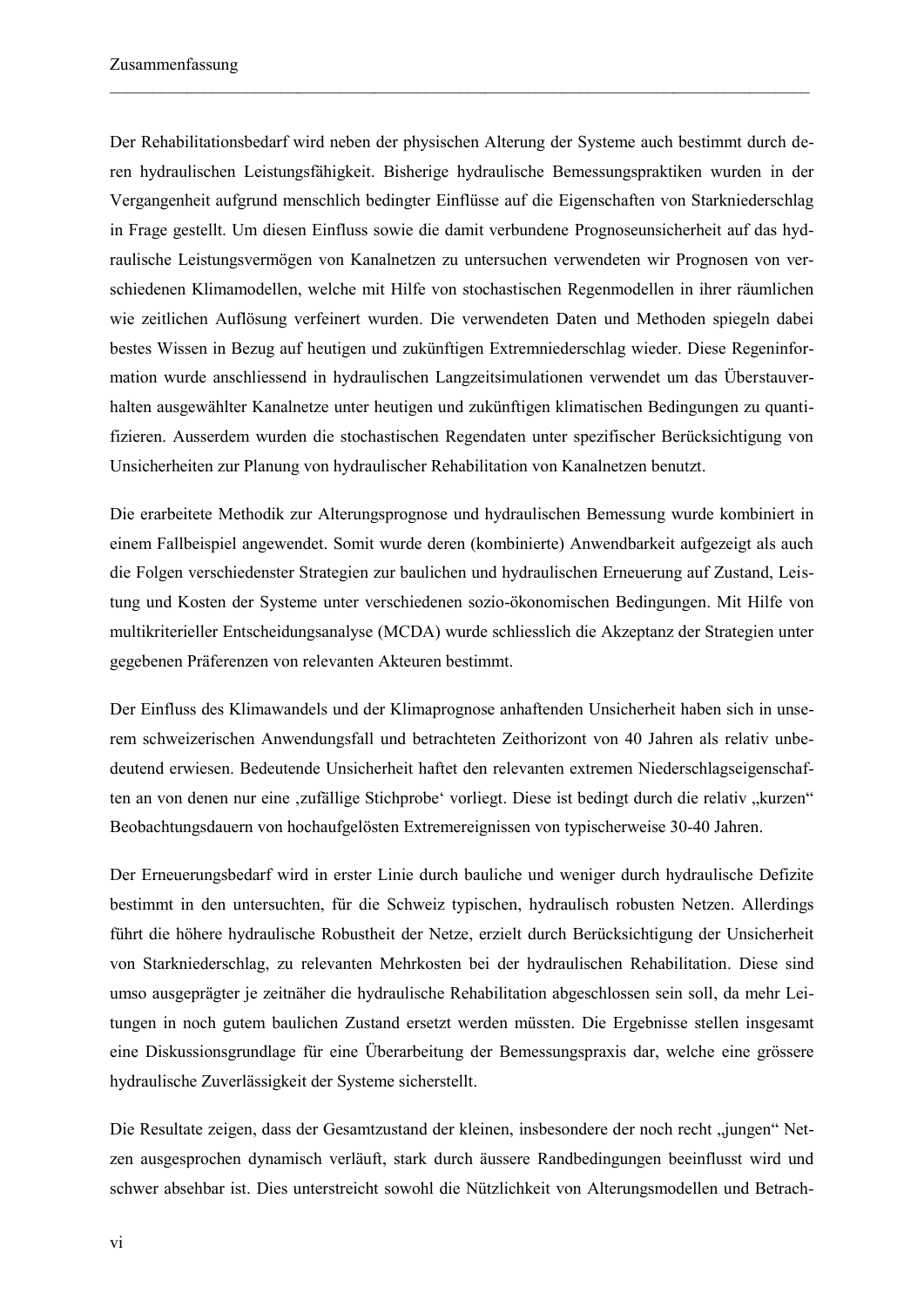Der Rehabilitationsbedarf wird neben der physischen Alterung der Systeme auch bestimmt durch deren hydraulischen Leistungsfähigkeit. Bisherige hydraulische Bemessungspraktiken wurden in der Vergangenheit aufgrund menschlich bedingter Einflüsse auf die Eigenschaften von Starkniederschlag in Frage gestellt. Um diesen Einfluss sowie die damit verbundene Prognoseunsicherheit auf das hydraulische Leistungsvermögen von Kanalnetzen zu untersuchen verwendeten wir Prognosen von verschiedenen Klimamodellen, welche mit Hilfe von stochastischen Regenmodellen in ihrer räumlichen wie zeitlichen Auflösung verfeinert wurden. Die verwendeten Daten und Methoden spiegeln dabei bestes Wissen in Bezug auf heutigen und zukünftigen Extremniederschlag wieder. Diese Regeninformation wurde anschliessend in hydraulischen Langzeitsimulationen verwendet um das Überstauverhalten ausgewählter Kanalnetze unter heutigen und zukünftigen klimatischen Bedingungen zu quantifizieren. Ausserdem wurden die stochastischen Regendaten unter spezifischer Berücksichtigung von Unsicherheiten zur Planung von hydraulischer Rehabilitation von Kanalnetzen benutzt.

Die erarbeitete Methodik zur Alterungsprognose und hydraulischen Bemessung wurde kombiniert in einem Fallbeispiel angewendet. Somit wurde deren (kombinierte) Anwendbarkeit aufgezeigt als auch die Folgen verschiedenster Strategien zur baulichen und hydraulischen Erneuerung auf Zustand, Leistung und Kosten der Systeme unter verschiedenen sozio-ökonomischen Bedingungen. Mit Hilfe von multikriterieller Entscheidungsanalyse (MCDA) wurde schliesslich die Akzeptanz der Strategien unter gegebenen Präferenzen von relevanten Akteuren bestimmt.

Der Einfluss des Klimawandels und der Klimaprognose anhaftenden Unsicherheit haben sich in unserem schweizerischen Anwendungsfall und betrachteten Zeithorizont von 40 Jahren als relativ unbedeutend erwiesen. Bedeutende Unsicherheit haftet den relevanten extremen Niederschlagseigenschaften an von denen nur eine ‚zufällige Stichprobe' vorliegt. Diese ist bedingt durch die relativ „kurzen" Beobachtungsdauern von hochaufgelösten Extremereignissen von typischerweise 30-40 Jahren.

Der Erneuerungsbedarf wird in erster Linie durch bauliche und weniger durch hydraulische Defizite bestimmt in den untersuchten, für die Schweiz typischen, hydraulisch robusten Netzen. Allerdings führt die höhere hydraulische Robustheit der Netze, erzielt durch Berücksichtigung der Unsicherheit von Starkniederschlag, zu relevanten Mehrkosten bei der hydraulischen Rehabilitation. Diese sind umso ausgeprägter je zeitnäher die hydraulische Rehabilitation abgeschlossen sein soll, da mehr Leitungen in noch gutem baulichen Zustand ersetzt werden müssten. Die Ergebnisse stellen insgesamt eine Diskussionsgrundlage für eine Überarbeitung der Bemessungspraxis dar, welche eine grössere hydraulische Zuverlässigkeit der Systeme sicherstellt.

Die Resultate zeigen, dass der Gesamtzustand der kleinen, insbesondere der noch recht „jungen" Netzen ausgesprochen dynamisch verläuft, stark durch äussere Randbedingungen beeinflusst wird und schwer absehbar ist. Dies unterstreicht sowohl die Nützlichkeit von Alterungsmodellen und Betrach-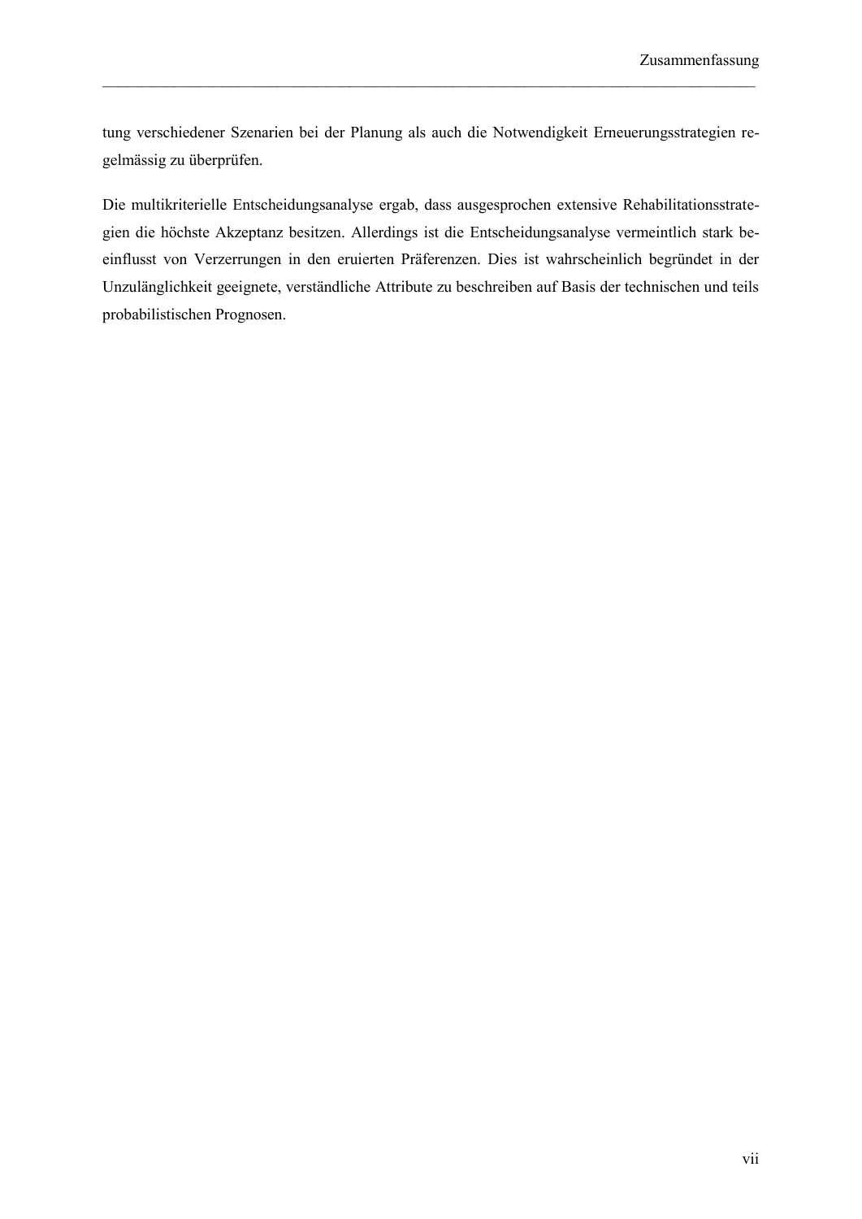tung verschiedener Szenarien bei der Planung als auch die Notwendigkeit Erneuerungsstrategien regelmässig zu überprüfen.

Die multikriterielle Entscheidungsanalyse ergab, dass ausgesprochen extensive Rehabilitationsstrategien die höchste Akzeptanz besitzen. Allerdings ist die Entscheidungsanalyse vermeintlich stark beeinflusst von Verzerrungen in den eruierten Präferenzen. Dies ist wahrscheinlich begründet in der Unzulänglichkeit geeignete, verständliche Attribute zu beschreiben auf Basis der technischen und teils probabilistischen Prognosen.